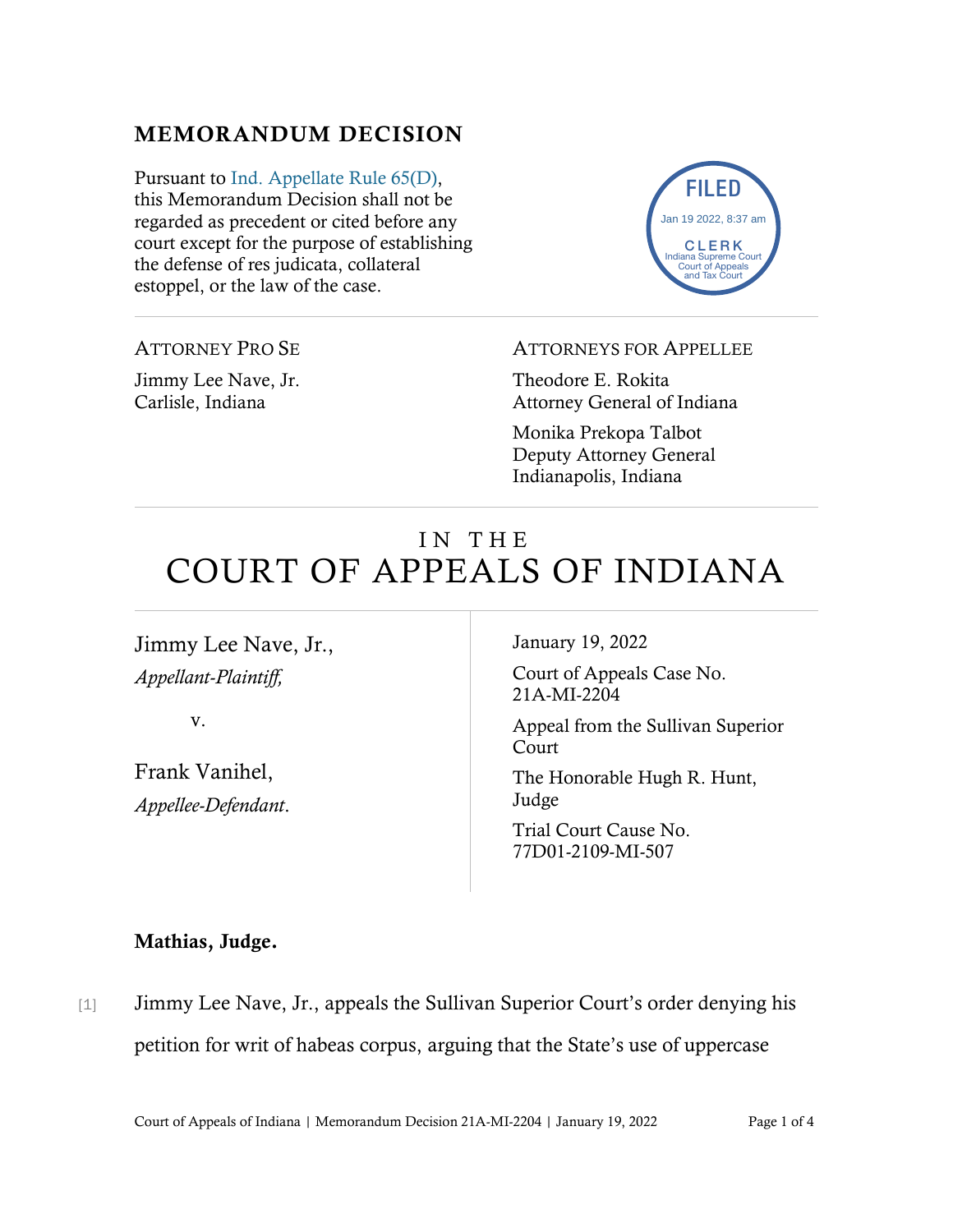## MEMORANDUM DECISION

Pursuant to Ind. Appellate Rule 65(D), this Memorandum Decision shall not be regarded as precedent or cited before any court except for the purpose of establishing the defense of res judicata, collateral estoppel, or the law of the case.

FILED
Jan 19 2022, 8:37 am
CLERK
Indiana Supreme Court
Court of Appeals
and Tax Court

ATTORNEY PRO SE

Jimmy Lee Nave, Jr.
Carlisle, Indiana

ATTORNEYS FOR APPELLEE

Theodore E. Rokita
Attorney General of Indiana

Monika Prekopa Talbot
Deputy Attorney General
Indianapolis, Indiana

# IN THE COURT OF APPEALS OF INDIANA

Jimmy Lee Nave, Jr.,
*Appellant-Plaintiff,*

v.

Frank Vanihel,
*Appellee-Defendant*.

January 19, 2022

Court of Appeals Case No. 21A-MI-2204

Appeal from the Sullivan Superior Court

The Honorable Hugh R. Hunt, Judge

Trial Court Cause No. 77D01-2109-MI-507

**Mathias, Judge.**

[1] Jimmy Lee Nave, Jr., appeals the Sullivan Superior Court's order denying his petition for writ of habeas corpus, arguing that the State's use of uppercase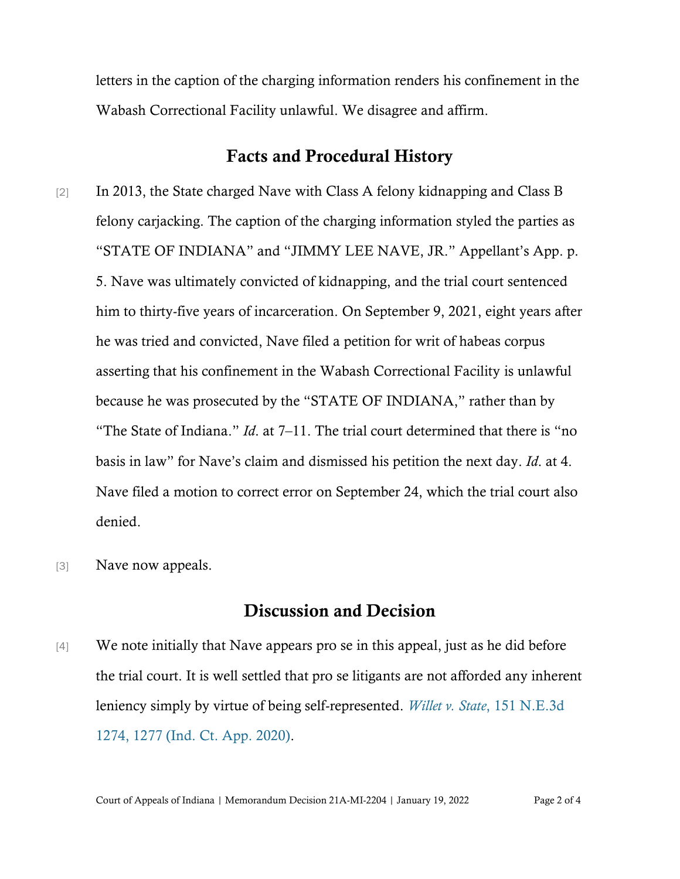letters in the caption of the charging information renders his confinement in the Wabash Correctional Facility unlawful. We disagree and affirm.

## Facts and Procedural History

[2] In 2013, the State charged Nave with Class A felony kidnapping and Class B felony carjacking. The caption of the charging information styled the parties as "STATE OF INDIANA" and "JIMMY LEE NAVE, JR." Appellant's App. p. 5. Nave was ultimately convicted of kidnapping, and the trial court sentenced him to thirty-five years of incarceration. On September 9, 2021, eight years after he was tried and convicted, Nave filed a petition for writ of habeas corpus asserting that his confinement in the Wabash Correctional Facility is unlawful because he was prosecuted by the "STATE OF INDIANA," rather than by "The State of Indiana." *Id.* at 7–11. The trial court determined that there is "no basis in law" for Nave's claim and dismissed his petition the next day. *Id.* at 4. Nave filed a motion to correct error on September 24, which the trial court also denied.

[3] Nave now appeals.

## Discussion and Decision

[4] We note initially that Nave appears pro se in this appeal, just as he did before the trial court. It is well settled that pro se litigants are not afforded any inherent leniency simply by virtue of being self-represented. *Willet v. State*, 151 N.E.3d 1274, 1277 (Ind. Ct. App. 2020).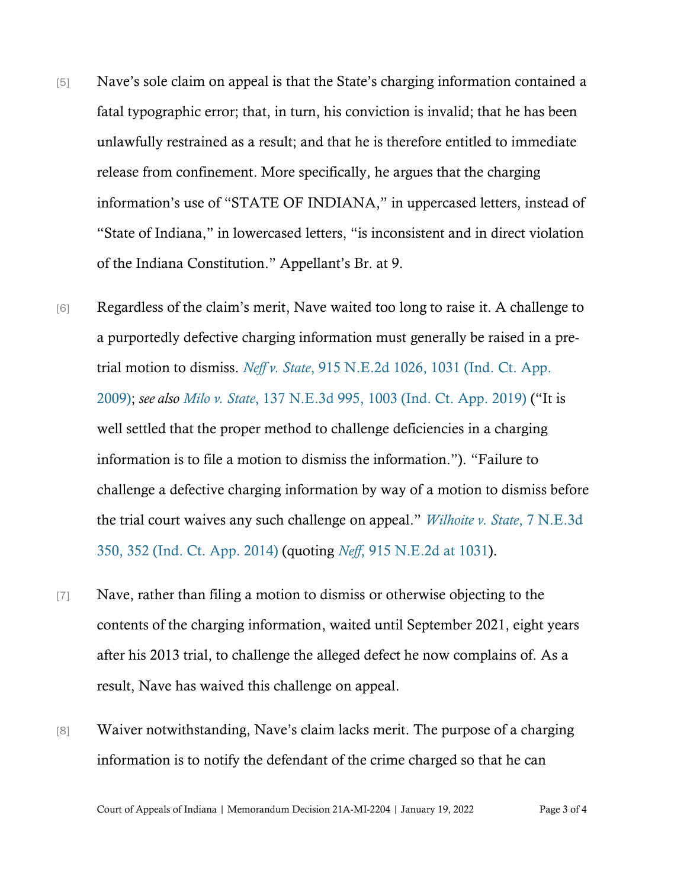[5] Nave's sole claim on appeal is that the State's charging information contained a fatal typographic error; that, in turn, his conviction is invalid; that he has been unlawfully restrained as a result; and that he is therefore entitled to immediate release from confinement. More specifically, he argues that the charging information's use of "STATE OF INDIANA," in uppercased letters, instead of "State of Indiana," in lowercased letters, "is inconsistent and in direct violation of the Indiana Constitution." Appellant's Br. at 9.

[6] Regardless of the claim's merit, Nave waited too long to raise it. A challenge to a purportedly defective charging information must generally be raised in a pre-trial motion to dismiss. *Neff v. State*, 915 N.E.2d 1026, 1031 (Ind. Ct. App. 2009); *see also Milo v. State*, 137 N.E.3d 995, 1003 (Ind. Ct. App. 2019) ("It is well settled that the proper method to challenge deficiencies in a charging information is to file a motion to dismiss the information."). "Failure to challenge a defective charging information by way of a motion to dismiss before the trial court waives any such challenge on appeal." *Wilhoite v. State*, 7 N.E.3d 350, 352 (Ind. Ct. App. 2014) (quoting *Neff*, 915 N.E.2d at 1031).

[7] Nave, rather than filing a motion to dismiss or otherwise objecting to the contents of the charging information, waited until September 2021, eight years after his 2013 trial, to challenge the alleged defect he now complains of. As a result, Nave has waived this challenge on appeal.

[8] Waiver notwithstanding, Nave's claim lacks merit. The purpose of a charging information is to notify the defendant of the crime charged so that he can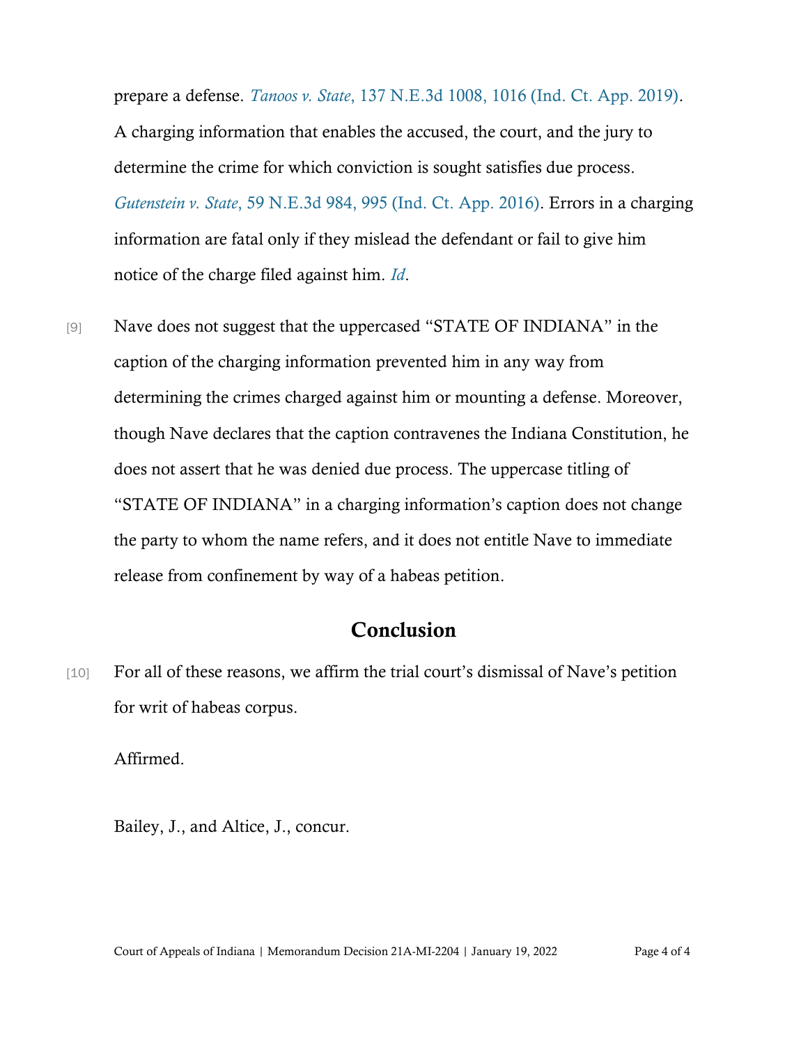prepare a defense. *Tanoos v. State*, 137 N.E.3d 1008, 1016 (Ind. Ct. App. 2019). A charging information that enables the accused, the court, and the jury to determine the crime for which conviction is sought satisfies due process. *Gutenstein v. State*, 59 N.E.3d 984, 995 (Ind. Ct. App. 2016). Errors in a charging information are fatal only if they mislead the defendant or fail to give him notice of the charge filed against him. *Id*.

[9] Nave does not suggest that the uppercased "STATE OF INDIANA" in the caption of the charging information prevented him in any way from determining the crimes charged against him or mounting a defense. Moreover, though Nave declares that the caption contravenes the Indiana Constitution, he does not assert that he was denied due process. The uppercase titling of "STATE OF INDIANA" in a charging information's caption does not change the party to whom the name refers, and it does not entitle Nave to immediate release from confinement by way of a habeas petition.

## Conclusion

[10] For all of these reasons, we affirm the trial court's dismissal of Nave's petition for writ of habeas corpus.

Affirmed.

Bailey, J., and Altice, J., concur.